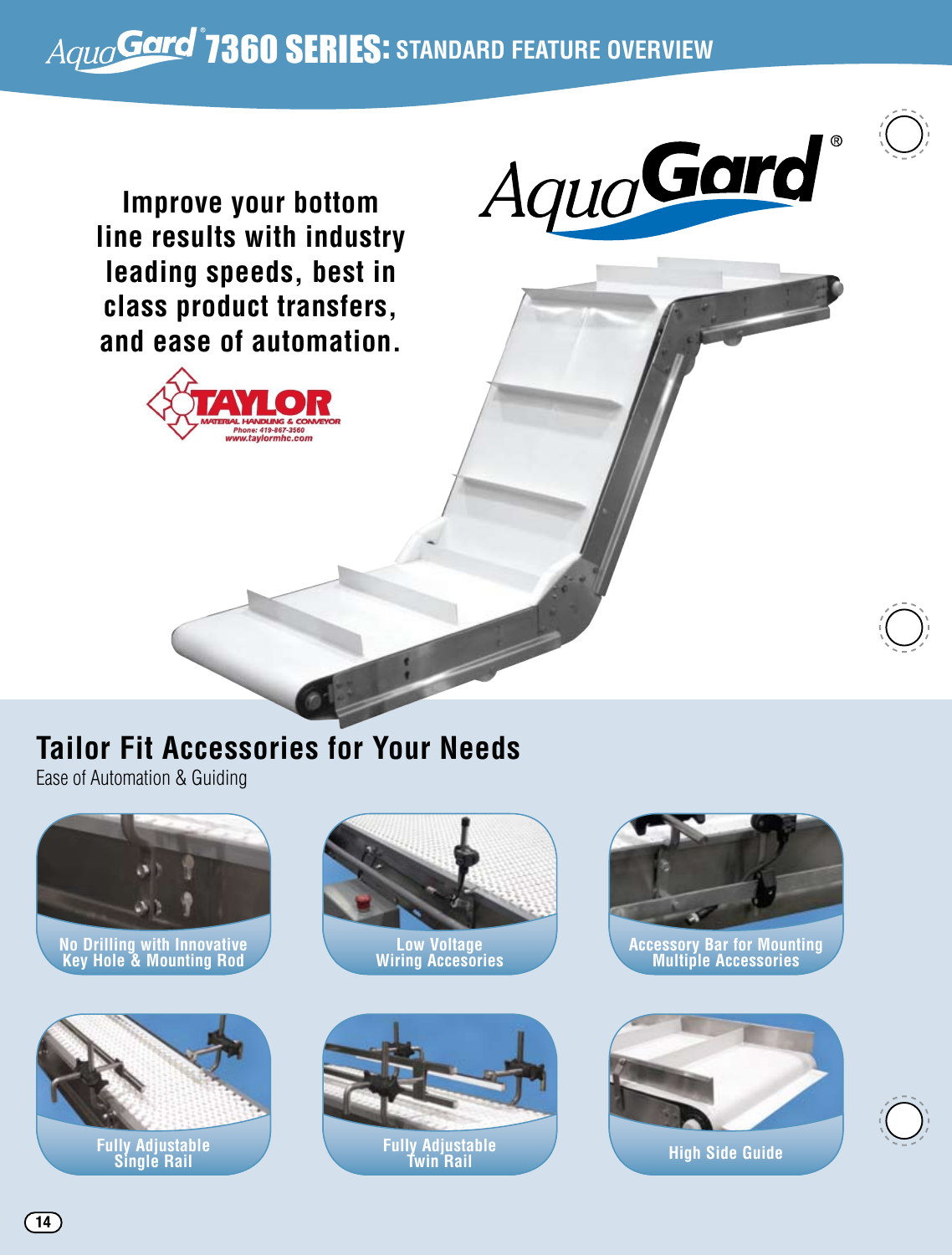# AquaGard® 7360 SERIES: STANDARD FEATURE OVERVIEW

**Improve your bottom line results with industry leading speeds, best in class product transfers, and ease of automation.**

TAYLOR
MATERIAL HANDLING & CONVEYOR
Phone: 419-867-3560
www.taylormhc.com

AquaGard®

## Tailor Fit Accessories for Your Needs

Ease of Automation & Guiding

- No Drilling with Innovative Key Hole & Mounting Rod
- Low Voltage Wiring Accesories
- Accessory Bar for Mounting Multiple Accessories
- Fully Adjustable Single Rail
- Fully Adjustable Twin Rail
- High Side Guide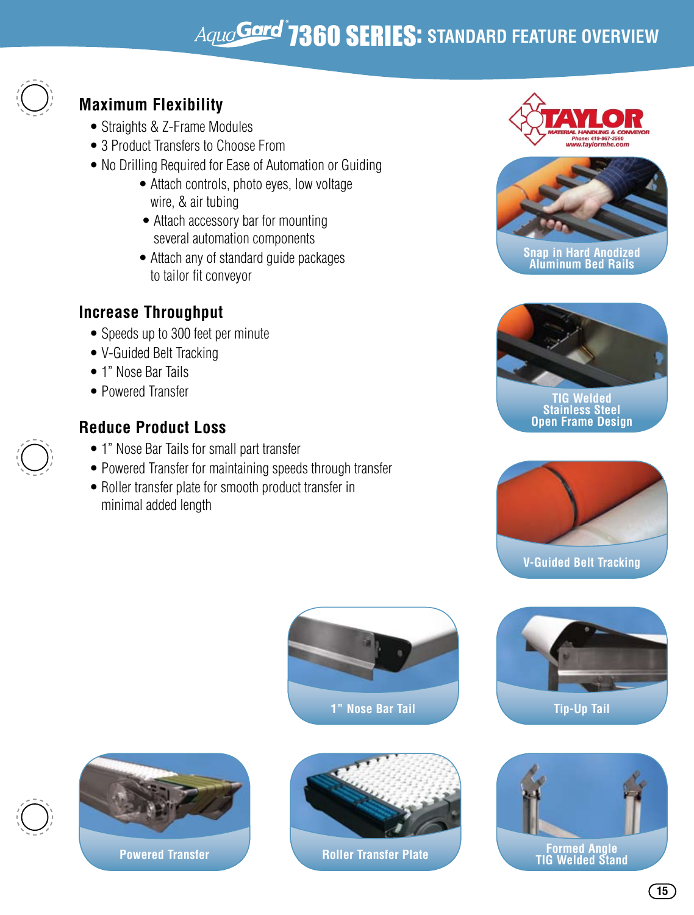# AquaGard® 7360 SERIES: STANDARD FEATURE OVERVIEW

## Maximum Flexibility

- Straights & Z-Frame Modules
- 3 Product Transfers to Choose From
- No Drilling Required for Ease of Automation or Guiding
  - Attach controls, photo eyes, low voltage wire, & air tubing
  - Attach accessory bar for mounting several automation components
  - Attach any of standard guide packages to tailor fit conveyor

## Increase Throughput

- Speeds up to 300 feet per minute
- V-Guided Belt Tracking
- 1" Nose Bar Tails
- Powered Transfer

## Reduce Product Loss

- 1" Nose Bar Tails for small part transfer
- Powered Transfer for maintaining speeds through transfer
- Roller transfer plate for smooth product transfer in minimal added length

TAYLOR MATERIAL HANDLING & CONVEYOR
Phone: 419-867-3560
www.taylormhc.com

Snap in Hard Anodized Aluminum Bed Rails

TIG Welded Stainless Steel Open Frame Design

V-Guided Belt Tracking

1" Nose Bar Tail

Tip-Up Tail

Powered Transfer

Roller Transfer Plate

Formed Angle TIG Welded Stand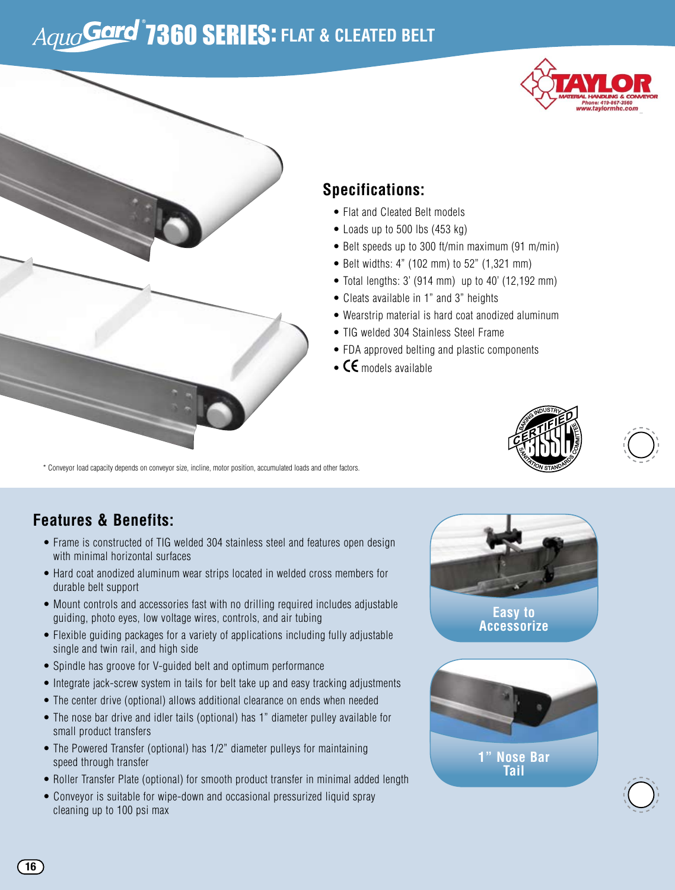# AquaGard® 7360 SERIES: FLAT & CLEATED BELT

## Specifications:

- Flat and Cleated Belt models
- Loads up to 500 lbs (453 kg)
- Belt speeds up to 300 ft/min maximum (91 m/min)
- Belt widths: 4" (102 mm) to 52" (1,321 mm)
- Total lengths: 3' (914 mm) up to 40' (12,192 mm)
- Cleats available in 1" and 3" heights
- Wearstrip material is hard coat anodized aluminum
- TIG welded 304 Stainless Steel Frame
- FDA approved belting and plastic components
- CE models available

\* Conveyor load capacity depends on conveyor size, incline, motor position, accumulated loads and other factors.

## Features & Benefits:

- Frame is constructed of TIG welded 304 stainless steel and features open design with minimal horizontal surfaces
- Hard coat anodized aluminum wear strips located in welded cross members for durable belt support
- Mount controls and accessories fast with no drilling required includes adjustable guiding, photo eyes, low voltage wires, controls, and air tubing
- Flexible guiding packages for a variety of applications including fully adjustable single and twin rail, and high side
- Spindle has groove for V-guided belt and optimum performance
- Integrate jack-screw system in tails for belt take up and easy tracking adjustments
- The center drive (optional) allows additional clearance on ends when needed
- The nose bar drive and idler tails (optional) has 1" diameter pulley available for small product transfers
- The Powered Transfer (optional) has 1/2" diameter pulleys for maintaining speed through transfer
- Roller Transfer Plate (optional) for smooth product transfer in minimal added length
- Conveyor is suitable for wipe-down and occasional pressurized liquid spray cleaning up to 100 psi max

Easy to Accessorize

1" Nose Bar Tail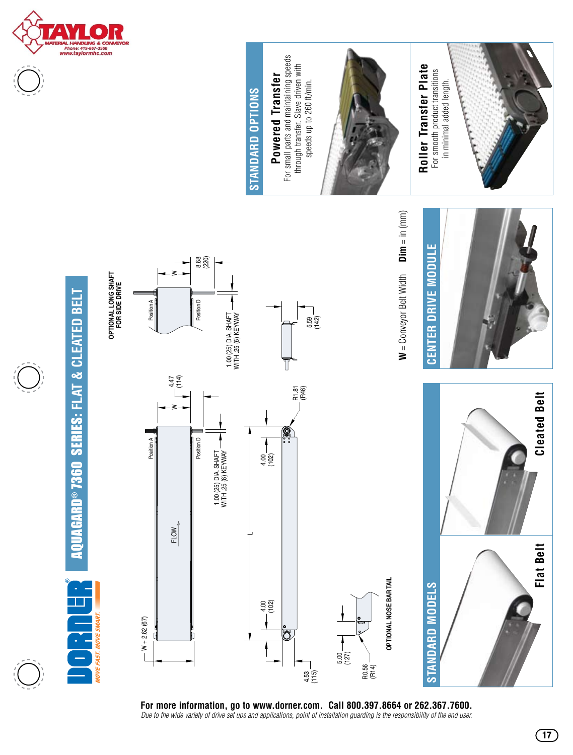# AQUAGARD® 7360 SERIES: FLAT & CLEATED BELT

OPTIONAL LONG SHAFT FOR SIDE DRIVE

Position A

Position D

W

8.68 (220)

1.00 (25) DIA. SHAFT WITH .25 (6) KEYWAY

W + 2.62 (67)

FLOW

4.47 (114)

L

4.00 (102)

4.00 (102)

R1.81 (R46)

4.53 (115)

5.59 (142)

5.00 (127)

R0.56 (R14)

OPTIONAL NOSE BAR TAIL

**W** = Conveyor Belt Width **Dim** = in (mm)

## STANDARD OPTIONS

**Powered Transfer**
For small parts and maintaining speeds through transfer. Slave driven with speeds up to 260 ft/min.

**Roller Transfer Plate**
For smooth product transitions in minimal added length.

## CENTER DRIVE MODULE

## STANDARD MODELS

**Flat Belt**

**Cleated Belt**

**For more information, go to www.dorner.com. Call 800.397.8664 or 262.367.7600.**

*Due to the wide variety of drive set ups and applications, point of installation guarding is the responsibility of the end user.*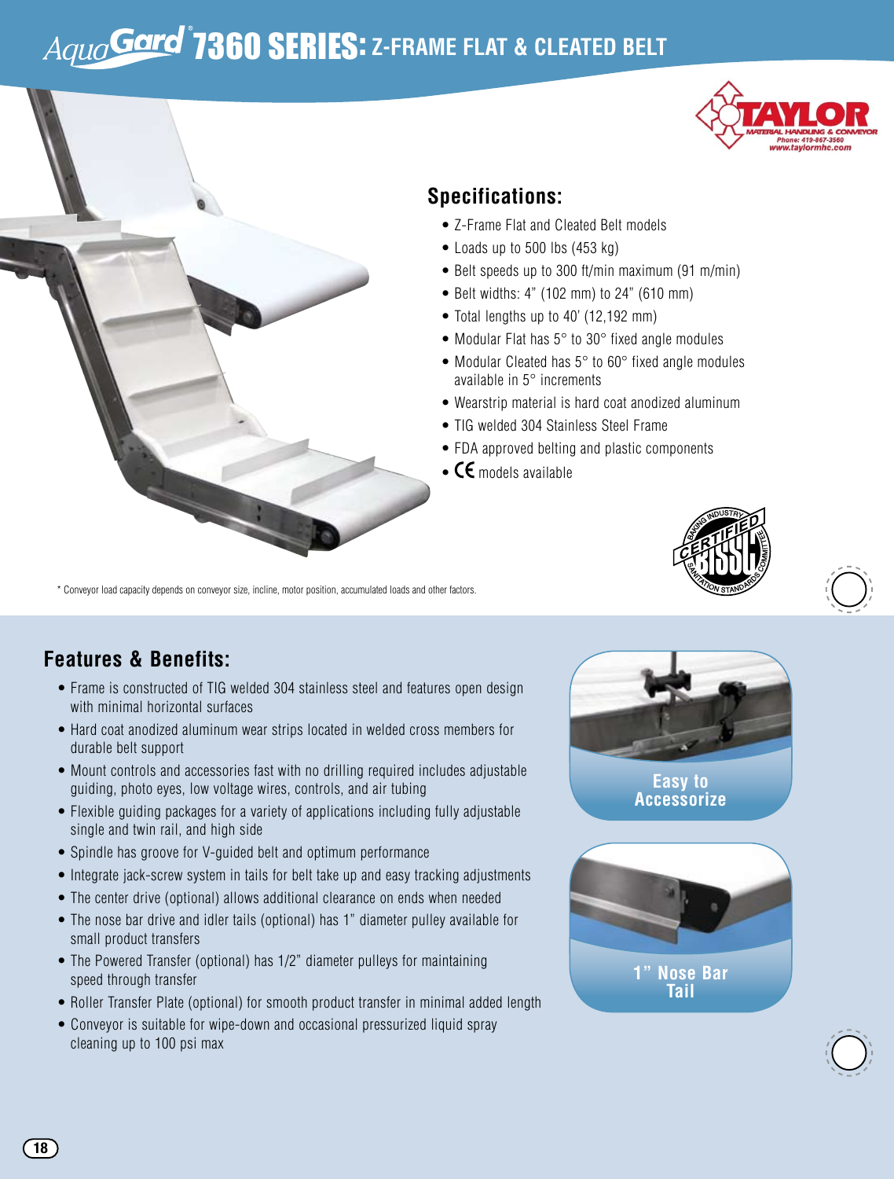# AquaGard® 7360 SERIES: Z-FRAME FLAT & CLEATED BELT

TAYLOR MATERIAL HANDLING & CONVEYOR
Phone: 419-867-3560
www.taylormhc.com

## Specifications:

- Z-Frame Flat and Cleated Belt models
- Loads up to 500 lbs (453 kg)
- Belt speeds up to 300 ft/min maximum (91 m/min)
- Belt widths: 4" (102 mm) to 24" (610 mm)
- Total lengths up to 40' (12,192 mm)
- Modular Flat has 5° to 30° fixed angle modules
- Modular Cleated has 5° to 60° fixed angle modules available in 5° increments
- Wearstrip material is hard coat anodized aluminum
- TIG welded 304 Stainless Steel Frame
- FDA approved belting and plastic components
- CE models available

Baking Industry Sanitation Standards Committee CERTIFIED BISSC

* Conveyor load capacity depends on conveyor size, incline, motor position, accumulated loads and other factors.

## Features & Benefits:

- Frame is constructed of TIG welded 304 stainless steel and features open design with minimal horizontal surfaces
- Hard coat anodized aluminum wear strips located in welded cross members for durable belt support
- Mount controls and accessories fast with no drilling required includes adjustable guiding, photo eyes, low voltage wires, controls, and air tubing
- Flexible guiding packages for a variety of applications including fully adjustable single and twin rail, and high side
- Spindle has groove for V-guided belt and optimum performance
- Integrate jack-screw system in tails for belt take up and easy tracking adjustments
- The center drive (optional) allows additional clearance on ends when needed
- The nose bar drive and idler tails (optional) has 1" diameter pulley available for small product transfers
- The Powered Transfer (optional) has 1/2" diameter pulleys for maintaining speed through transfer
- Roller Transfer Plate (optional) for smooth product transfer in minimal added length
- Conveyor is suitable for wipe-down and occasional pressurized liquid spray cleaning up to 100 psi max

Easy to Accessorize

1" Nose Bar Tail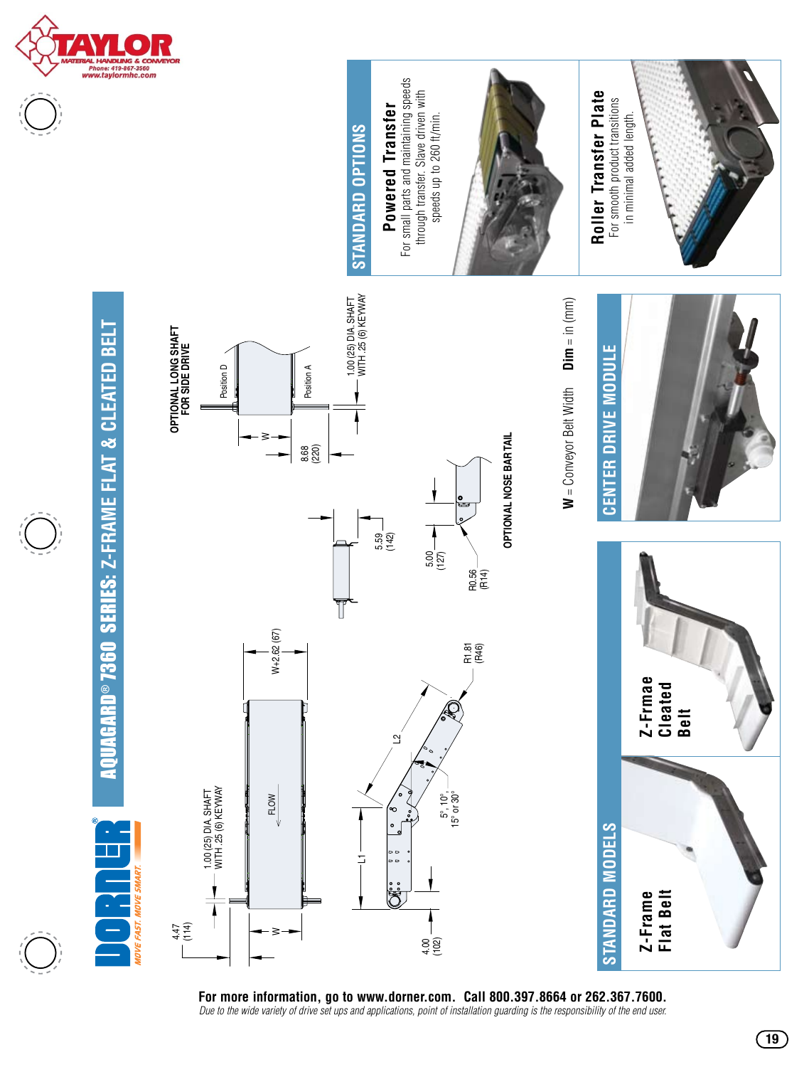TAYLOR
MATERIAL HANDLING & CONVEYOR
Phone: 419-867-3560
www.taylormhc.com

DORNER
MOVE FAST. MOVE SMART.

# AQUAGARD® 7360 SERIES: Z-FRAME FLAT & CLEATED BELT

1.00 (25) DIA. SHAFT WITH .25 (6) KEYWAY

4.47 (114)

FLOW

W

W+2.62 (67)

4.00 (102)

L1

L2

5°, 10°, 15° or 30°

R1.81 (R46)

5.59 (142)

5.00 (127)

R0.56 (R14)

OPTIONAL NOSE BAR TAIL

OPTIONAL LONG SHAFT FOR SIDE DRIVE

Position D

Position A

W

8.68 (220)

1.00 (25) DIA. SHAFT WITH .25 (6) KEYWAY

**W** = Conveyor Belt Width **Dim** = in (mm)

## STANDARD OPTIONS

**Powered Transfer**
For small parts and maintaining speeds through transfer. Slave driven with speeds up to 260 ft/min.

**Roller Transfer Plate**
For smooth product transitions in minimal added length.

## CENTER DRIVE MODULE

## STANDARD MODELS

**Z-Frame Flat Belt**

**Z-Frmae Cleated Belt**

**For more information, go to www.dorner.com. Call 800.397.8664 or 262.367.7600.**

*Due to the wide variety of drive set ups and applications, point of installation guarding is the responsibility of the end user.*